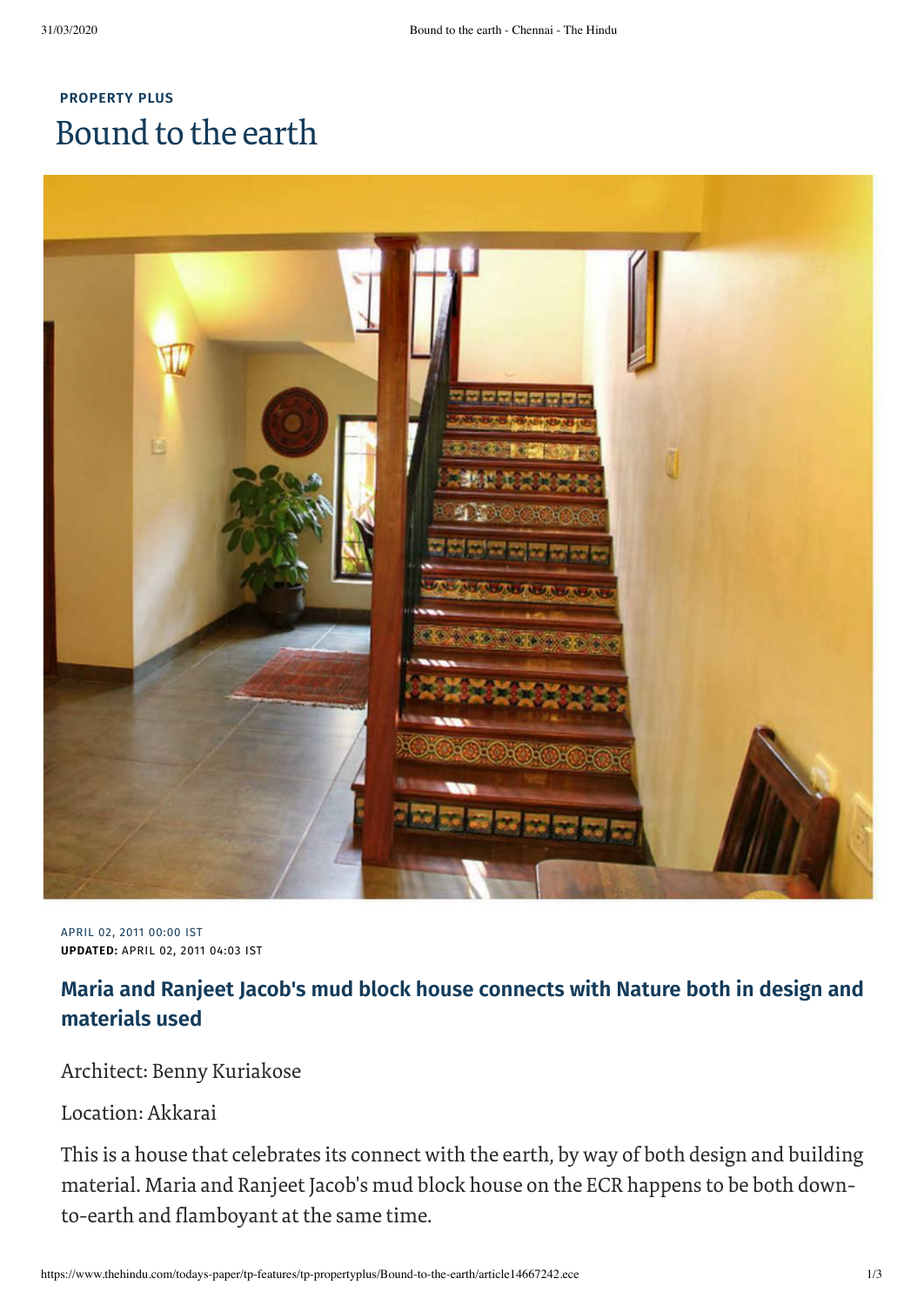PROPERTY PLUS

# Bound to the earth

APRIL 02, 2011 00:00 IST
**UPDATED:** APRIL 02, 2011 04:03 IST

## Maria and Ranjeet Jacob's mud block house connects with Nature both in design and materials used

Architect: Benny Kuriakose

Location: Akkarai

This is a house that celebrates its connect with the earth, by way of both design and building material. Maria and Ranjeet Jacob's mud block house on the ECR happens to be both down-to-earth and flamboyant at the same time.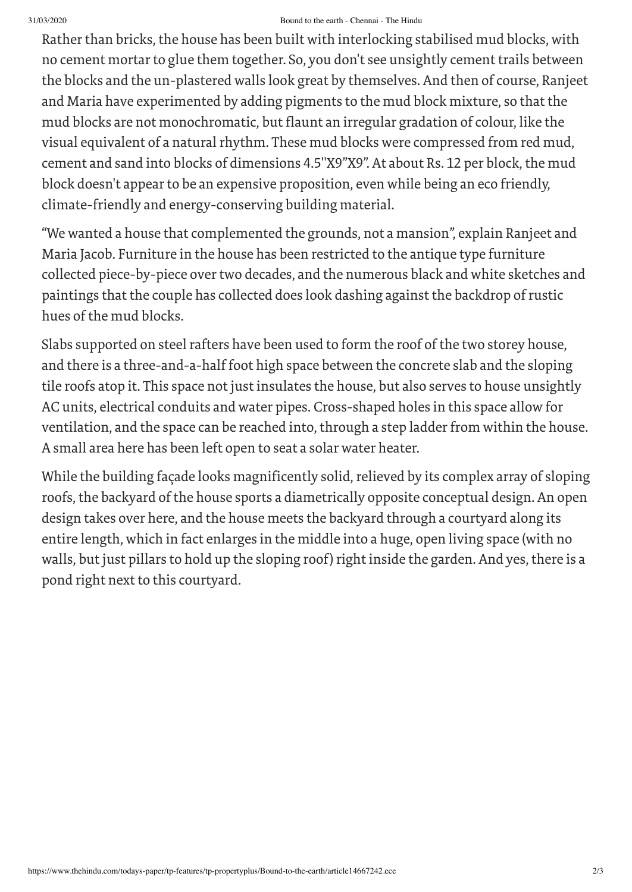Rather than bricks, the house has been built with interlocking stabilised mud blocks, with no cement mortar to glue them together. So, you don't see unsightly cement trails between the blocks and the un-plastered walls look great by themselves. And then of course, Ranjeet and Maria have experimented by adding pigments to the mud block mixture, so that the mud blocks are not monochromatic, but flaunt an irregular gradation of colour, like the visual equivalent of a natural rhythm. These mud blocks were compressed from red mud, cement and sand into blocks of dimensions 4.5''X9"X9". At about Rs. 12 per block, the mud block doesn't appear to be an expensive proposition, even while being an eco friendly, climate-friendly and energy-conserving building material.

"We wanted a house that complemented the grounds, not a mansion", explain Ranjeet and Maria Jacob. Furniture in the house has been restricted to the antique type furniture collected piece-by-piece over two decades, and the numerous black and white sketches and paintings that the couple has collected does look dashing against the backdrop of rustic hues of the mud blocks.

Slabs supported on steel rafters have been used to form the roof of the two storey house, and there is a three-and-a-half foot high space between the concrete slab and the sloping tile roofs atop it. This space not just insulates the house, but also serves to house unsightly AC units, electrical conduits and water pipes. Cross-shaped holes in this space allow for ventilation, and the space can be reached into, through a step ladder from within the house. A small area here has been left open to seat a solar water heater.

While the building façade looks magnificently solid, relieved by its complex array of sloping roofs, the backyard of the house sports a diametrically opposite conceptual design. An open design takes over here, and the house meets the backyard through a courtyard along its entire length, which in fact enlarges in the middle into a huge, open living space (with no walls, but just pillars to hold up the sloping roof) right inside the garden. And yes, there is a pond right next to this courtyard.